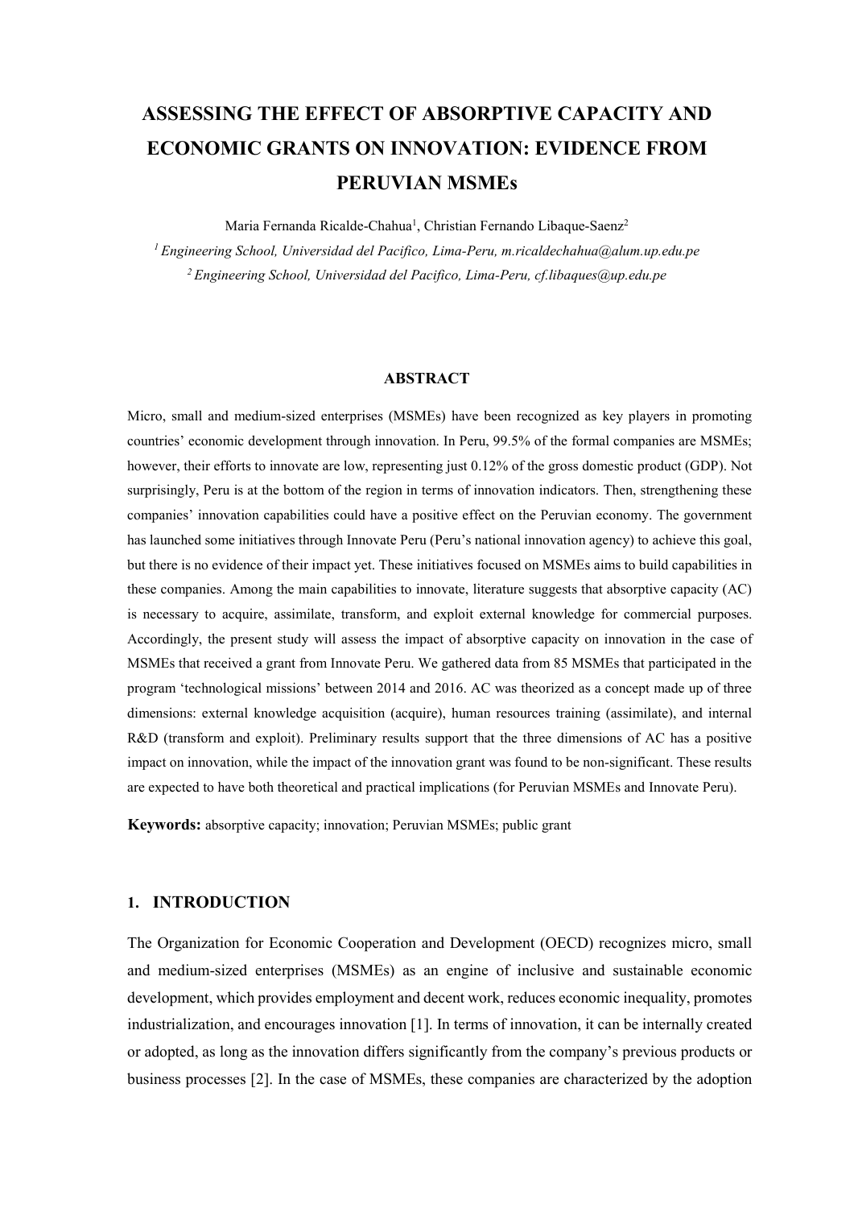# ASSESSING THE EFFECT OF ABSORPTIVE CAPACITY AND ECONOMIC GRANTS ON INNOVATION: EVIDENCE FROM PERUVIAN MSMEs

Maria Fernanda Ricalde-Chahua[1], Christian Fernando Libaque-Saenz[2]

[1] *Engineering School, Universidad del Pacifico, Lima-Peru, m.ricaldechahua@alum.up.edu.pe*

[2] *Engineering School, Universidad del Pacifico, Lima-Peru, cf.libaques@up.edu.pe*

## ABSTRACT

Micro, small and medium-sized enterprises (MSMEs) have been recognized as key players in promoting countries' economic development through innovation. In Peru, 99.5% of the formal companies are MSMEs; however, their efforts to innovate are low, representing just 0.12% of the gross domestic product (GDP). Not surprisingly, Peru is at the bottom of the region in terms of innovation indicators. Then, strengthening these companies' innovation capabilities could have a positive effect on the Peruvian economy. The government has launched some initiatives through Innovate Peru (Peru's national innovation agency) to achieve this goal, but there is no evidence of their impact yet. These initiatives focused on MSMEs aims to build capabilities in these companies. Among the main capabilities to innovate, literature suggests that absorptive capacity (AC) is necessary to acquire, assimilate, transform, and exploit external knowledge for commercial purposes. Accordingly, the present study will assess the impact of absorptive capacity on innovation in the case of MSMEs that received a grant from Innovate Peru. We gathered data from 85 MSMEs that participated in the program 'technological missions' between 2014 and 2016. AC was theorized as a concept made up of three dimensions: external knowledge acquisition (acquire), human resources training (assimilate), and internal R&D (transform and exploit). Preliminary results support that the three dimensions of AC has a positive impact on innovation, while the impact of the innovation grant was found to be non-significant. These results are expected to have both theoretical and practical implications (for Peruvian MSMEs and Innovate Peru).

**Keywords:** absorptive capacity; innovation; Peruvian MSMEs; public grant

## 1. INTRODUCTION

The Organization for Economic Cooperation and Development (OECD) recognizes micro, small and medium-sized enterprises (MSMEs) as an engine of inclusive and sustainable economic development, which provides employment and decent work, reduces economic inequality, promotes industrialization, and encourages innovation [1]. In terms of innovation, it can be internally created or adopted, as long as the innovation differs significantly from the company's previous products or business processes [2]. In the case of MSMEs, these companies are characterized by the adoption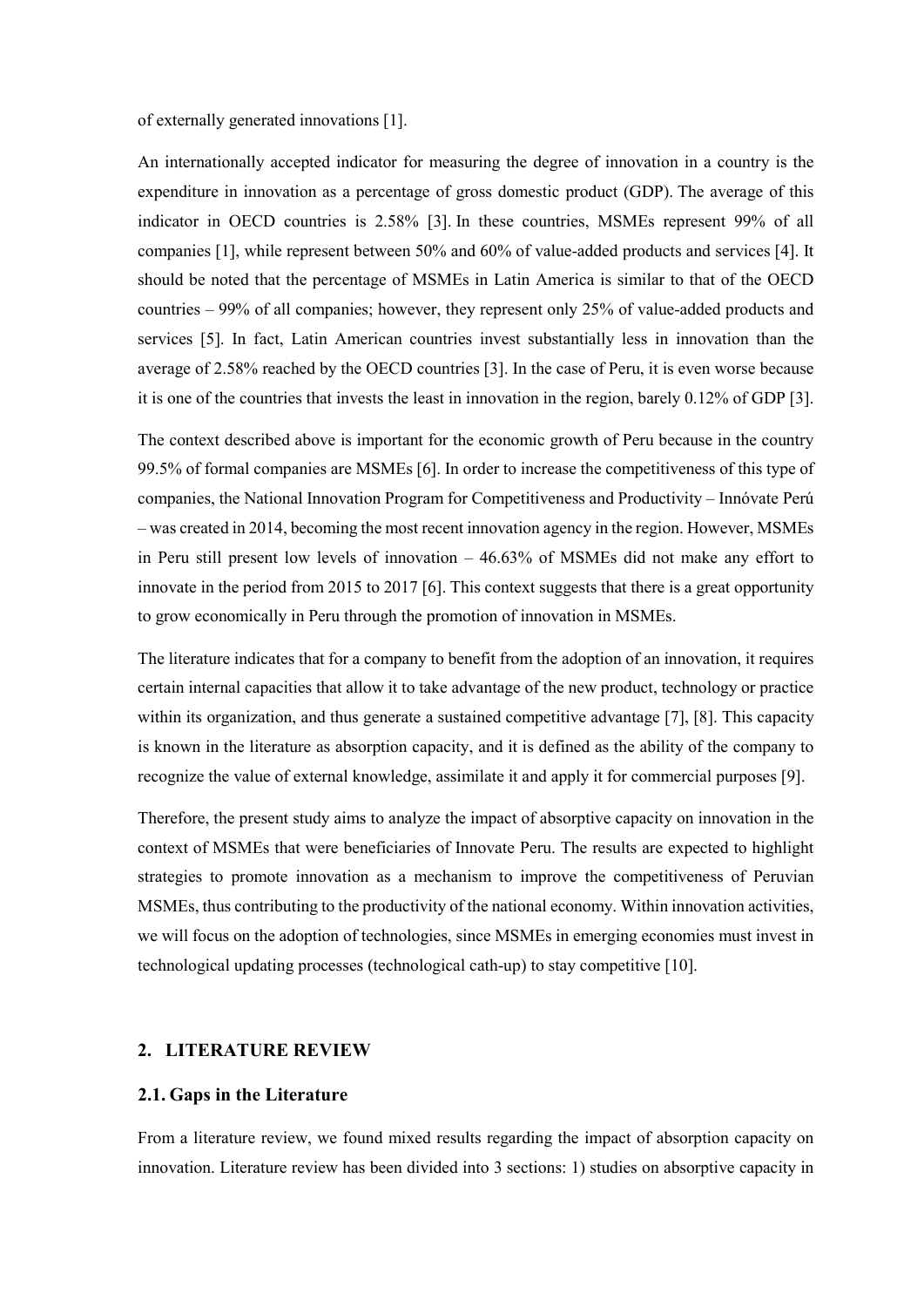of externally generated innovations [1].

An internationally accepted indicator for measuring the degree of innovation in a country is the expenditure in innovation as a percentage of gross domestic product (GDP). The average of this indicator in OECD countries is 2.58% [3]. In these countries, MSMEs represent 99% of all companies [1], while represent between 50% and 60% of value-added products and services [4]. It should be noted that the percentage of MSMEs in Latin America is similar to that of the OECD countries – 99% of all companies; however, they represent only 25% of value-added products and services [5]. In fact, Latin American countries invest substantially less in innovation than the average of 2.58% reached by the OECD countries [3]. In the case of Peru, it is even worse because it is one of the countries that invests the least in innovation in the region, barely 0.12% of GDP [3].

The context described above is important for the economic growth of Peru because in the country 99.5% of formal companies are MSMEs [6]. In order to increase the competitiveness of this type of companies, the National Innovation Program for Competitiveness and Productivity – Innóvate Perú – was created in 2014, becoming the most recent innovation agency in the region. However, MSMEs in Peru still present low levels of innovation – 46.63% of MSMEs did not make any effort to innovate in the period from 2015 to 2017 [6]. This context suggests that there is a great opportunity to grow economically in Peru through the promotion of innovation in MSMEs.

The literature indicates that for a company to benefit from the adoption of an innovation, it requires certain internal capacities that allow it to take advantage of the new product, technology or practice within its organization, and thus generate a sustained competitive advantage [7], [8]. This capacity is known in the literature as absorption capacity, and it is defined as the ability of the company to recognize the value of external knowledge, assimilate it and apply it for commercial purposes [9].

Therefore, the present study aims to analyze the impact of absorptive capacity on innovation in the context of MSMEs that were beneficiaries of Innovate Peru. The results are expected to highlight strategies to promote innovation as a mechanism to improve the competitiveness of Peruvian MSMEs, thus contributing to the productivity of the national economy. Within innovation activities, we will focus on the adoption of technologies, since MSMEs in emerging economies must invest in technological updating processes (technological cath-up) to stay competitive [10].

## 2. LITERATURE REVIEW

### 2.1. Gaps in the Literature

From a literature review, we found mixed results regarding the impact of absorption capacity on innovation. Literature review has been divided into 3 sections: 1) studies on absorptive capacity in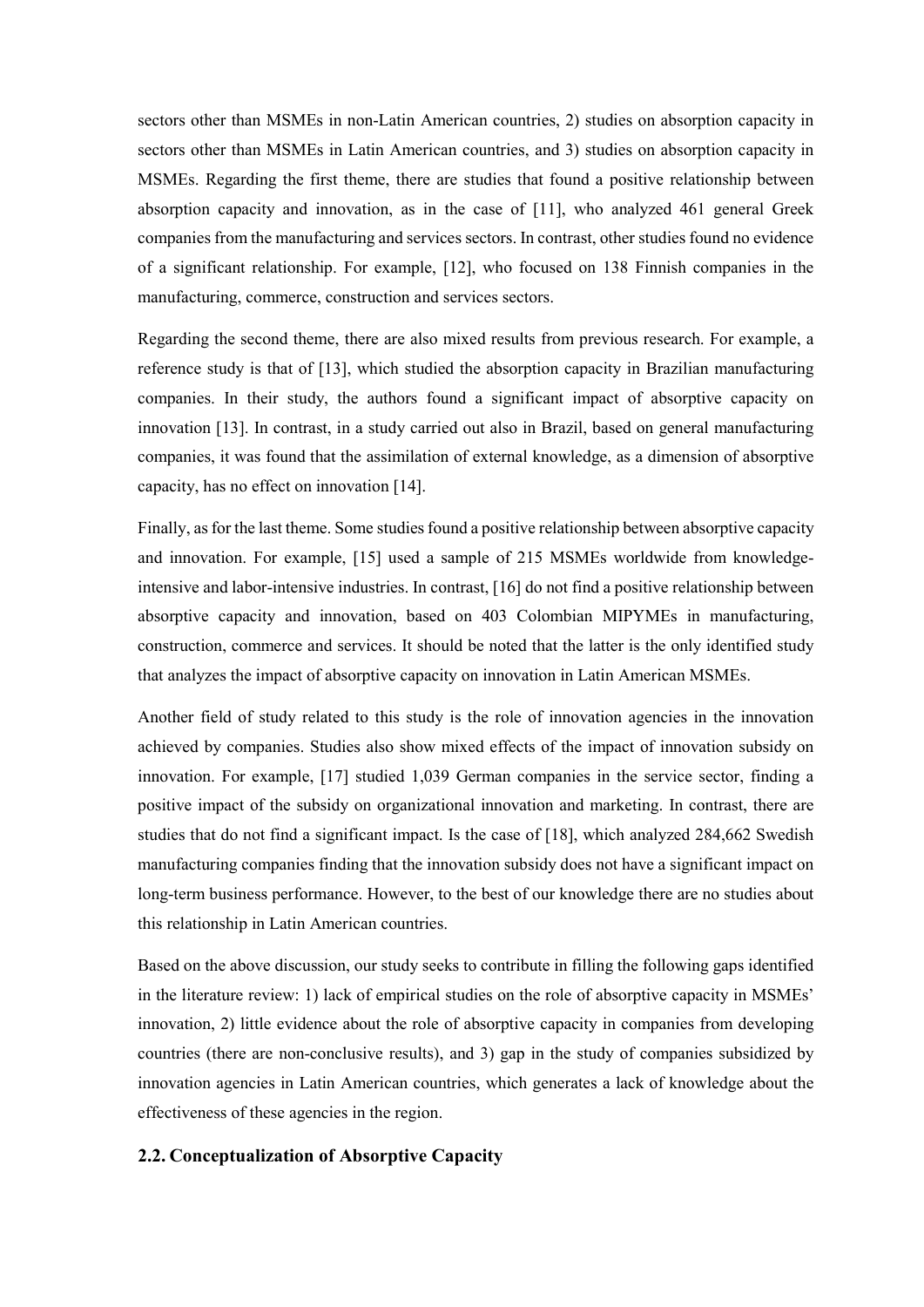sectors other than MSMEs in non-Latin American countries, 2) studies on absorption capacity in sectors other than MSMEs in Latin American countries, and 3) studies on absorption capacity in MSMEs. Regarding the first theme, there are studies that found a positive relationship between absorption capacity and innovation, as in the case of [11], who analyzed 461 general Greek companies from the manufacturing and services sectors. In contrast, other studies found no evidence of a significant relationship. For example, [12], who focused on 138 Finnish companies in the manufacturing, commerce, construction and services sectors.

Regarding the second theme, there are also mixed results from previous research. For example, a reference study is that of [13], which studied the absorption capacity in Brazilian manufacturing companies. In their study, the authors found a significant impact of absorptive capacity on innovation [13]. In contrast, in a study carried out also in Brazil, based on general manufacturing companies, it was found that the assimilation of external knowledge, as a dimension of absorptive capacity, has no effect on innovation [14].

Finally, as for the last theme. Some studies found a positive relationship between absorptive capacity and innovation. For example, [15] used a sample of 215 MSMEs worldwide from knowledge-intensive and labor-intensive industries. In contrast, [16] do not find a positive relationship between absorptive capacity and innovation, based on 403 Colombian MIPYMEs in manufacturing, construction, commerce and services. It should be noted that the latter is the only identified study that analyzes the impact of absorptive capacity on innovation in Latin American MSMEs.

Another field of study related to this study is the role of innovation agencies in the innovation achieved by companies. Studies also show mixed effects of the impact of innovation subsidy on innovation. For example, [17] studied 1,039 German companies in the service sector, finding a positive impact of the subsidy on organizational innovation and marketing. In contrast, there are studies that do not find a significant impact. Is the case of [18], which analyzed 284,662 Swedish manufacturing companies finding that the innovation subsidy does not have a significant impact on long-term business performance. However, to the best of our knowledge there are no studies about this relationship in Latin American countries.

Based on the above discussion, our study seeks to contribute in filling the following gaps identified in the literature review: 1) lack of empirical studies on the role of absorptive capacity in MSMEs' innovation, 2) little evidence about the role of absorptive capacity in companies from developing countries (there are non-conclusive results), and 3) gap in the study of companies subsidized by innovation agencies in Latin American countries, which generates a lack of knowledge about the effectiveness of these agencies in the region.

## 2.2. Conceptualization of Absorptive Capacity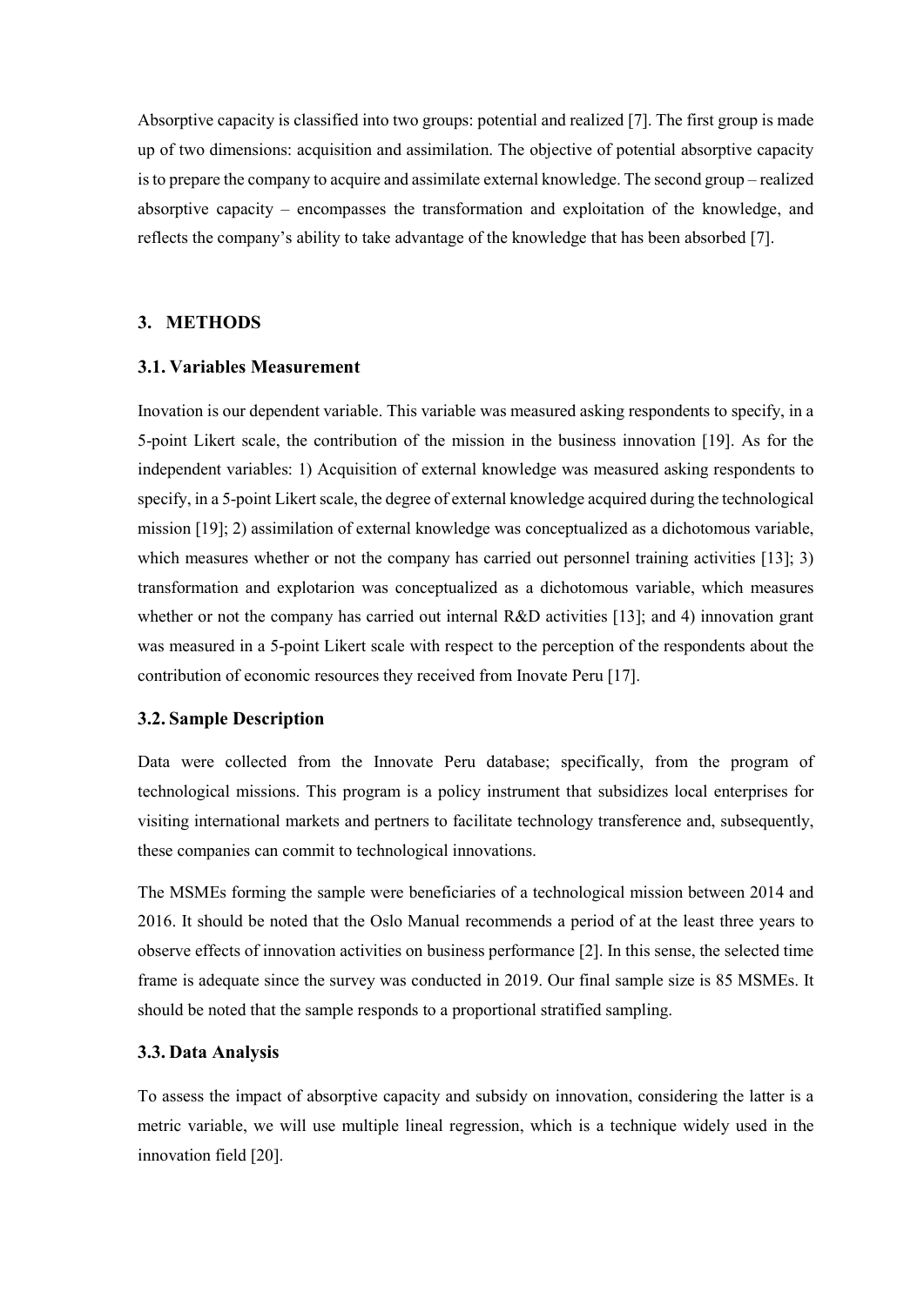Absorptive capacity is classified into two groups: potential and realized [7]. The first group is made up of two dimensions: acquisition and assimilation. The objective of potential absorptive capacity is to prepare the company to acquire and assimilate external knowledge. The second group – realized absorptive capacity – encompasses the transformation and exploitation of the knowledge, and reflects the company's ability to take advantage of the knowledge that has been absorbed [7].

## 3. METHODS

### 3.1. Variables Measurement

Inovation is our dependent variable. This variable was measured asking respondents to specify, in a 5-point Likert scale, the contribution of the mission in the business innovation [19]. As for the independent variables: 1) Acquisition of external knowledge was measured asking respondents to specify, in a 5-point Likert scale, the degree of external knowledge acquired during the technological mission [19]; 2) assimilation of external knowledge was conceptualized as a dichotomous variable, which measures whether or not the company has carried out personnel training activities [13]; 3) transformation and explotarion was conceptualized as a dichotomous variable, which measures whether or not the company has carried out internal R&D activities [13]; and 4) innovation grant was measured in a 5-point Likert scale with respect to the perception of the respondents about the contribution of economic resources they received from Inovate Peru [17].

### 3.2. Sample Description

Data were collected from the Innovate Peru database; specifically, from the program of technological missions. This program is a policy instrument that subsidizes local enterprises for visiting international markets and pertners to facilitate technology transference and, subsequently, these companies can commit to technological innovations.

The MSMEs forming the sample were beneficiaries of a technological mission between 2014 and 2016. It should be noted that the Oslo Manual recommends a period of at the least three years to observe effects of innovation activities on business performance [2]. In this sense, the selected time frame is adequate since the survey was conducted in 2019. Our final sample size is 85 MSMEs. It should be noted that the sample responds to a proportional stratified sampling.

### 3.3. Data Analysis

To assess the impact of absorptive capacity and subsidy on innovation, considering the latter is a metric variable, we will use multiple lineal regression, which is a technique widely used in the innovation field [20].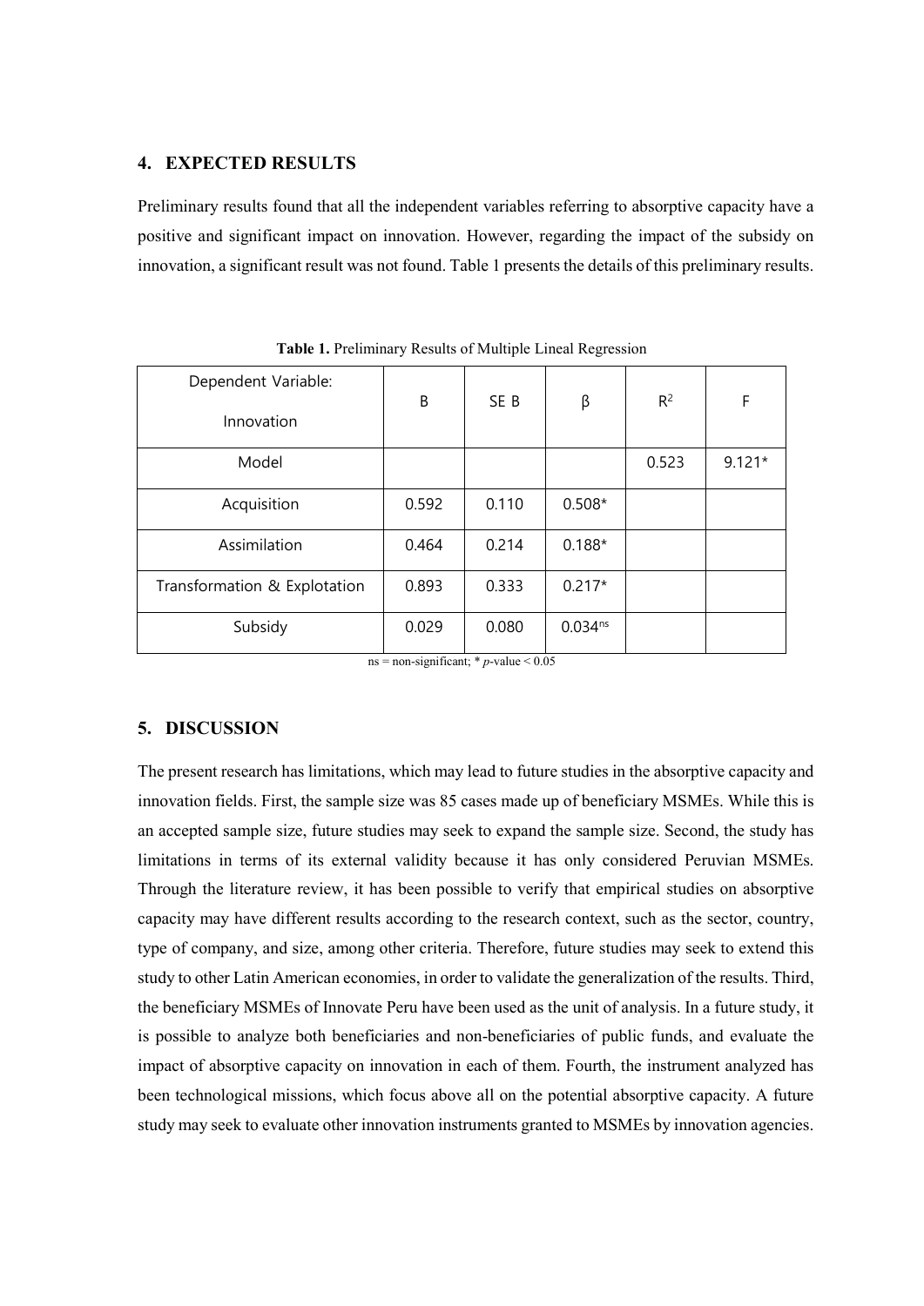## 4. EXPECTED RESULTS

Preliminary results found that all the independent variables referring to absorptive capacity have a positive and significant impact on innovation. However, regarding the impact of the subsidy on innovation, a significant result was not found. Table 1 presents the details of this preliminary results.

**Table 1.** Preliminary Results of Multiple Lineal Regression

| Dependent Variable: Innovation | B | SE B | β | $R^2$ | F |
|---|---|---|---|---|---|
| Model | | | | 0.523 | 9.121* |
| Acquisition | 0.592 | 0.110 | 0.508* | | |
| Assimilation | 0.464 | 0.214 | 0.188* | | |
| Transformation & Explotation | 0.893 | 0.333 | 0.217* | | |
| Subsidy | 0.029 | 0.080 | $0.034^{ns}$ | | |

ns = non-significant; * *p*-value < 0.05

## 5. DISCUSSION

The present research has limitations, which may lead to future studies in the absorptive capacity and innovation fields. First, the sample size was 85 cases made up of beneficiary MSMEs. While this is an accepted sample size, future studies may seek to expand the sample size. Second, the study has limitations in terms of its external validity because it has only considered Peruvian MSMEs. Through the literature review, it has been possible to verify that empirical studies on absorptive capacity may have different results according to the research context, such as the sector, country, type of company, and size, among other criteria. Therefore, future studies may seek to extend this study to other Latin American economies, in order to validate the generalization of the results. Third, the beneficiary MSMEs of Innovate Peru have been used as the unit of analysis. In a future study, it is possible to analyze both beneficiaries and non-beneficiaries of public funds, and evaluate the impact of absorptive capacity on innovation in each of them. Fourth, the instrument analyzed has been technological missions, which focus above all on the potential absorptive capacity. A future study may seek to evaluate other innovation instruments granted to MSMEs by innovation agencies.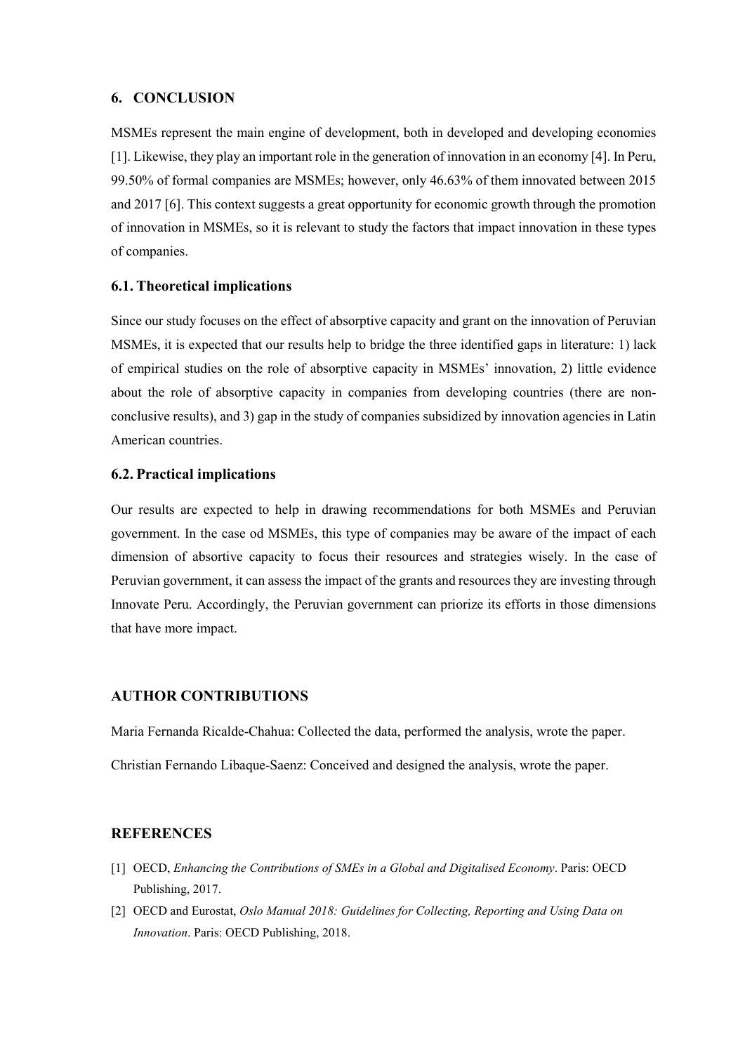## 6. CONCLUSION

MSMEs represent the main engine of development, both in developed and developing economies [1]. Likewise, they play an important role in the generation of innovation in an economy [4]. In Peru, 99.50% of formal companies are MSMEs; however, only 46.63% of them innovated between 2015 and 2017 [6]. This context suggests a great opportunity for economic growth through the promotion of innovation in MSMEs, so it is relevant to study the factors that impact innovation in these types of companies.

### 6.1. Theoretical implications

Since our study focuses on the effect of absorptive capacity and grant on the innovation of Peruvian MSMEs, it is expected that our results help to bridge the three identified gaps in literature: 1) lack of empirical studies on the role of absorptive capacity in MSMEs' innovation, 2) little evidence about the role of absorptive capacity in companies from developing countries (there are non-conclusive results), and 3) gap in the study of companies subsidized by innovation agencies in Latin American countries.

### 6.2. Practical implications

Our results are expected to help in drawing recommendations for both MSMEs and Peruvian government. In the case od MSMEs, this type of companies may be aware of the impact of each dimension of absortive capacity to focus their resources and strategies wisely. In the case of Peruvian government, it can assess the impact of the grants and resources they are investing through Innovate Peru. Accordingly, the Peruvian government can priorize its efforts in those dimensions that have more impact.

## AUTHOR CONTRIBUTIONS

Maria Fernanda Ricalde-Chahua: Collected the data, performed the analysis, wrote the paper.

Christian Fernando Libaque-Saenz: Conceived and designed the analysis, wrote the paper.

## REFERENCES

[1] OECD, *Enhancing the Contributions of SMEs in a Global and Digitalised Economy*. Paris: OECD Publishing, 2017.

[2] OECD and Eurostat, *Oslo Manual 2018: Guidelines for Collecting, Reporting and Using Data on Innovation*. Paris: OECD Publishing, 2018.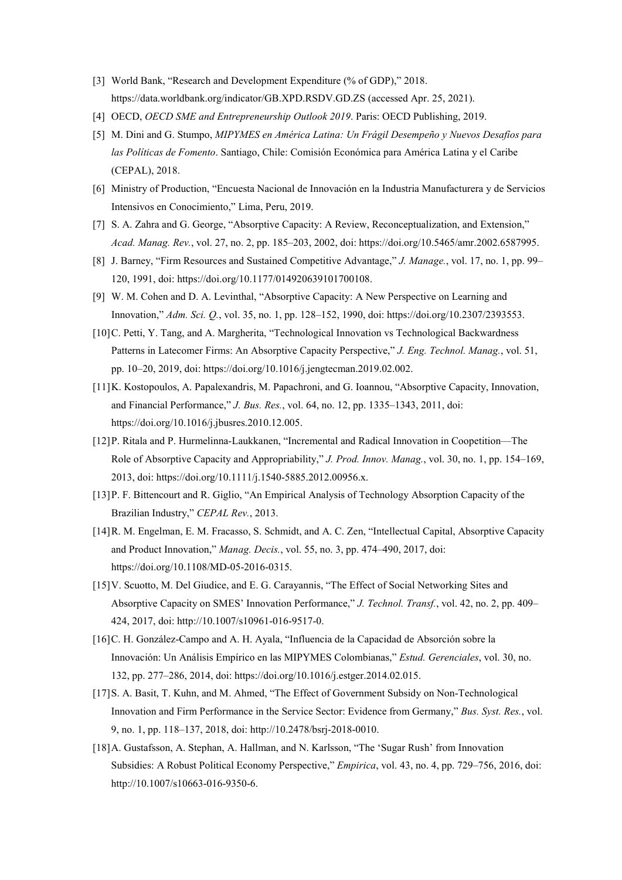[3] World Bank, "Research and Development Expenditure (% of GDP)," 2018. https://data.worldbank.org/indicator/GB.XPD.RSDV.GD.ZS (accessed Apr. 25, 2021).

[4] OECD, *OECD SME and Entrepreneurship Outlook 2019*. Paris: OECD Publishing, 2019.

[5] M. Dini and G. Stumpo, *MIPYMES en América Latina: Un Frágil Desempeño y Nuevos Desafíos para las Políticas de Fomento*. Santiago, Chile: Comisión Económica para América Latina y el Caribe (CEPAL), 2018.

[6] Ministry of Production, "Encuesta Nacional de Innovación en la Industria Manufacturera y de Servicios Intensivos en Conocimiento," Lima, Peru, 2019.

[7] S. A. Zahra and G. George, "Absorptive Capacity: A Review, Reconceptualization, and Extension," *Acad. Manag. Rev.*, vol. 27, no. 2, pp. 185–203, 2002, doi: https://doi.org/10.5465/amr.2002.6587995.

[8] J. Barney, "Firm Resources and Sustained Competitive Advantage," *J. Manage.*, vol. 17, no. 1, pp. 99–120, 1991, doi: https://doi.org/10.1177/014920639101700108.

[9] W. M. Cohen and D. A. Levinthal, "Absorptive Capacity: A New Perspective on Learning and Innovation," *Adm. Sci. Q.*, vol. 35, no. 1, pp. 128–152, 1990, doi: https://doi.org/10.2307/2393553.

[10] C. Petti, Y. Tang, and A. Margherita, "Technological Innovation vs Technological Backwardness Patterns in Latecomer Firms: An Absorptive Capacity Perspective," *J. Eng. Technol. Manag.*, vol. 51, pp. 10–20, 2019, doi: https://doi.org/10.1016/j.jengtecman.2019.02.002.

[11] K. Kostopoulos, A. Papalexandris, M. Papachroni, and G. Ioannou, "Absorptive Capacity, Innovation, and Financial Performance," *J. Bus. Res.*, vol. 64, no. 12, pp. 1335–1343, 2011, doi: https://doi.org/10.1016/j.jbusres.2010.12.005.

[12] P. Ritala and P. Hurmelinna-Laukkanen, "Incremental and Radical Innovation in Coopetition—The Role of Absorptive Capacity and Appropriability," *J. Prod. Innov. Manag.*, vol. 30, no. 1, pp. 154–169, 2013, doi: https://doi.org/10.1111/j.1540-5885.2012.00956.x.

[13] P. F. Bittencourt and R. Giglio, "An Empirical Analysis of Technology Absorption Capacity of the Brazilian Industry," *CEPAL Rev.*, 2013.

[14] R. M. Engelman, E. M. Fracasso, S. Schmidt, and A. C. Zen, "Intellectual Capital, Absorptive Capacity and Product Innovation," *Manag. Decis.*, vol. 55, no. 3, pp. 474–490, 2017, doi: https://doi.org/10.1108/MD-05-2016-0315.

[15] V. Scuotto, M. Del Giudice, and E. G. Carayannis, "The Effect of Social Networking Sites and Absorptive Capacity on SMES' Innovation Performance," *J. Technol. Transf.*, vol. 42, no. 2, pp. 409–424, 2017, doi: http://10.1007/s10961-016-9517-0.

[16] C. H. González-Campo and A. H. Ayala, "Influencia de la Capacidad de Absorción sobre la Innovación: Un Análisis Empírico en las MIPYMES Colombianas," *Estud. Gerenciales*, vol. 30, no. 132, pp. 277–286, 2014, doi: https://doi.org/10.1016/j.estger.2014.02.015.

[17] S. A. Basit, T. Kuhn, and M. Ahmed, "The Effect of Government Subsidy on Non-Technological Innovation and Firm Performance in the Service Sector: Evidence from Germany," *Bus. Syst. Res.*, vol. 9, no. 1, pp. 118–137, 2018, doi: http://10.2478/bsrj-2018-0010.

[18] A. Gustafsson, A. Stephan, A. Hallman, and N. Karlsson, "The 'Sugar Rush' from Innovation Subsidies: A Robust Political Economy Perspective," *Empirica*, vol. 43, no. 4, pp. 729–756, 2016, doi: http://10.1007/s10663-016-9350-6.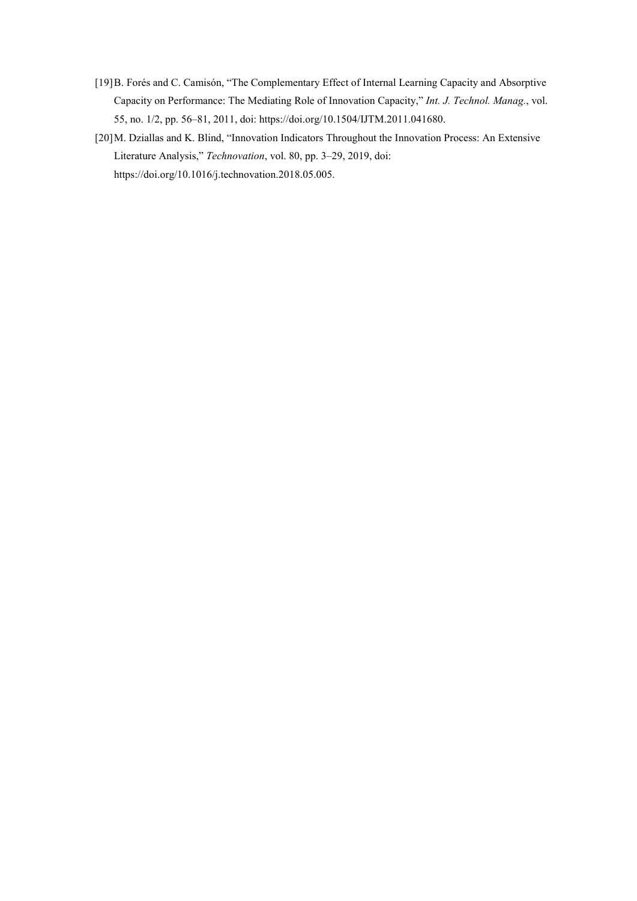[19] B. Forés and C. Camisón, "The Complementary Effect of Internal Learning Capacity and Absorptive Capacity on Performance: The Mediating Role of Innovation Capacity," *Int. J. Technol. Manag.*, vol. 55, no. 1/2, pp. 56–81, 2011, doi: https://doi.org/10.1504/IJTM.2011.041680.

[20] M. Dziallas and K. Blind, "Innovation Indicators Throughout the Innovation Process: An Extensive Literature Analysis," *Technovation*, vol. 80, pp. 3–29, 2019, doi: https://doi.org/10.1016/j.technovation.2018.05.005.